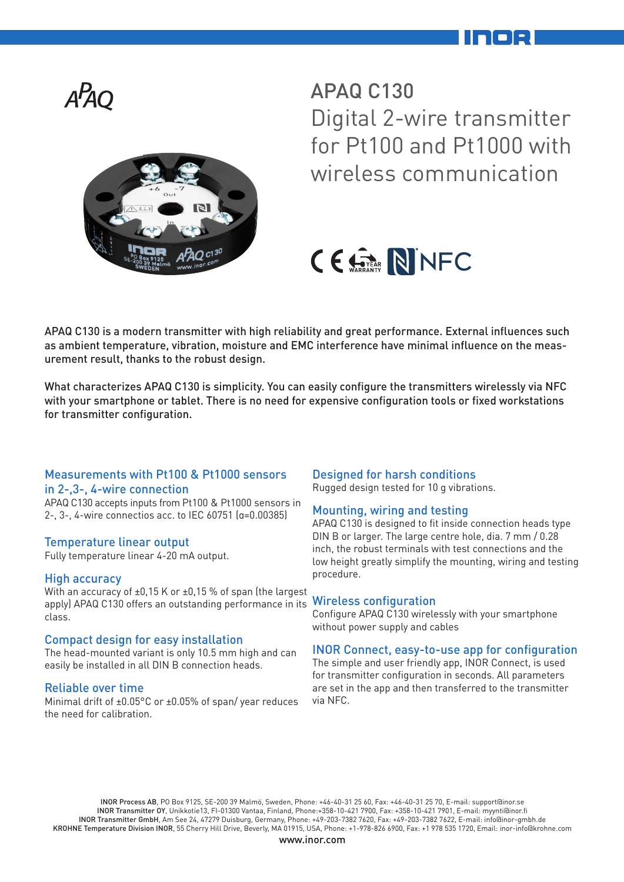# APAQ C130

## Digital 2-wire transmitter for Pt100 and Pt1000 with wireless communication

APAQ C130 is a modern transmitter with high reliability and great performance. External influences such as ambient temperature, vibration, moisture and EMC interference have minimal influence on the measurement result, thanks to the robust design.

What characterizes APAQ C130 is simplicity. You can easily configure the transmitters wirelessly via NFC with your smartphone or tablet. There is no need for expensive configuration tools or fixed workstations for transmitter configuration.

### Measurements with Pt100 & Pt1000 sensors in 2-,3-, 4-wire connection

APAQ C130 accepts inputs from Pt100 & Pt1000 sensors in 2-, 3-, 4-wire connectios acc. to IEC 60751 (α=0.00385)

### Temperature linear output

Fully temperature linear 4-20 mA output.

### High accuracy

With an accuracy of ±0,15 K or ±0,15 % of span (the largest apply) APAQ C130 offers an outstanding performance in its class.

### Compact design for easy installation

The head-mounted variant is only 10.5 mm high and can easily be installed in all DIN B connection heads.

### Reliable over time

Minimal drift of ±0.05°C or ±0.05% of span/ year reduces the need for calibration.

### Designed for harsh conditions

Rugged design tested for 10 g vibrations.

### Mounting, wiring and testing

APAQ C130 is designed to fit inside connection heads type DIN B or larger. The large centre hole, dia. 7 mm / 0.28 inch, the robust terminals with test connections and the low height greatly simplify the mounting, wiring and testing procedure.

### Wireless configuration

Configure APAQ C130 wirelessly with your smartphone without power supply and cables

### INOR Connect, easy-to-use app for configuration

The simple and user friendly app, INOR Connect, is used for transmitter configuration in seconds. All parameters are set in the app and then transferred to the transmitter via NFC.

**INOR Process AB**, PO Box 9125, SE-200 39 Malmö, Sweden, Phone: +46-40-31 25 60, Fax: +46-40-31 25 70, E-mail: support@inor.se
**INOR Transmitter OY**, Unikkotie13, FI-01300 Vantaa, Finland, Phone:+358-10-421 7900, Fax: +358-10-421 7901, E-mail: myynti@inor.fi
**INOR Transmitter GmbH**, Am See 24, 47279 Duisburg, Germany, Phone: +49-203-7382 7620, Fax: +49-203-7382 7622, E-mail: info@inor-gmbh.de
**KROHNE Temperature Division INOR**, 55 Cherry Hill Drive, Beverly, MA 01915, USA, Phone: +1-978-826 6900, Fax: +1 978 535 1720, Email: inor-info@krohne.com
www.inor.com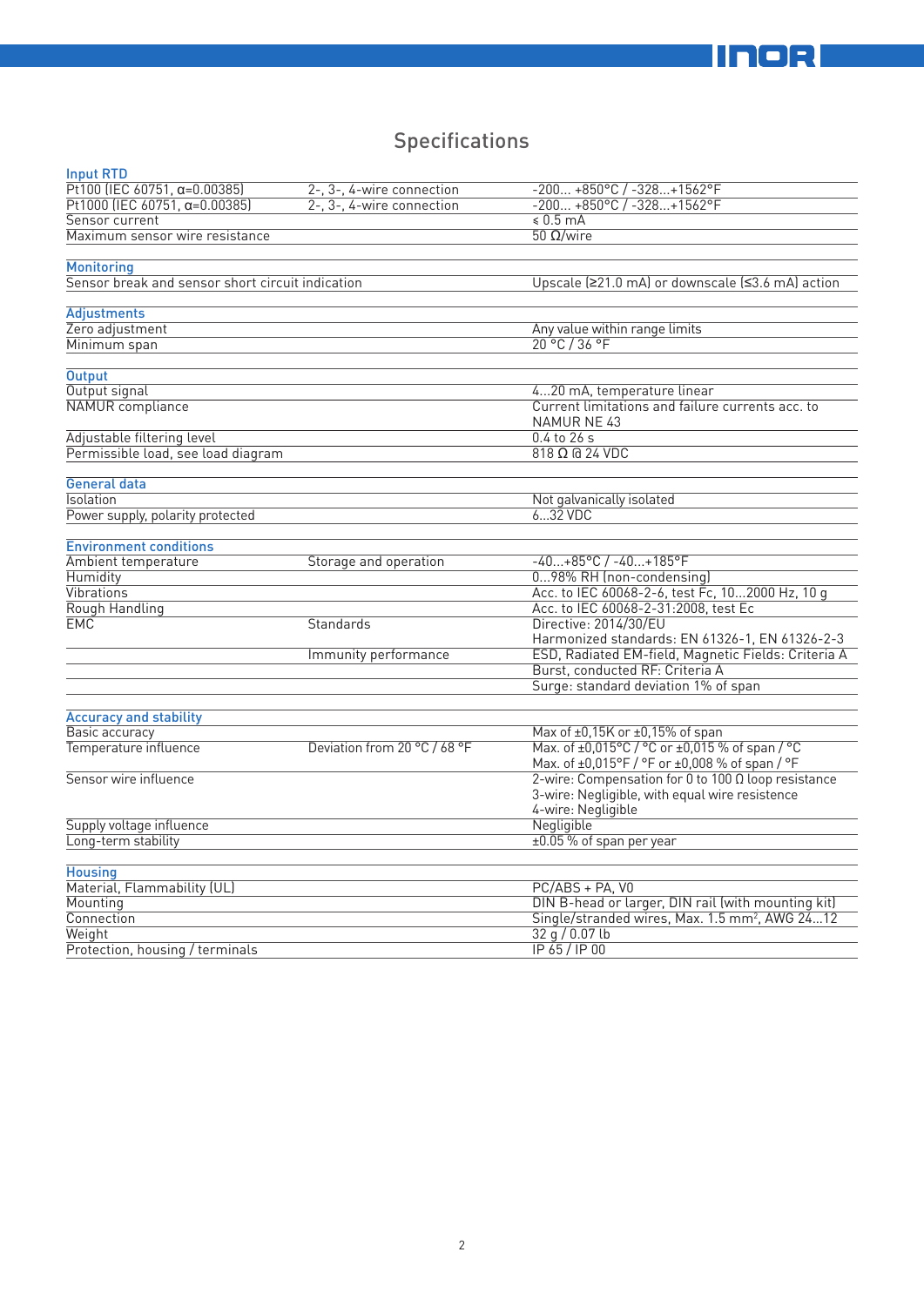# Specifications

### Input RTD

| | | |
|---|---|---|
| Pt100 (IEC 60751, α=0.00385) | 2-, 3-, 4-wire connection | -200... +850°C / -328...+1562°F |
| Pt1000 (IEC 60751, α=0.00385) | 2-, 3-, 4-wire connection | -200... +850°C / -328...+1562°F |
| Sensor current | | ≤ 0.5 mA |
| Maximum sensor wire resistance | | 50 Ω/wire |

### Monitoring

| | | |
|---|---|---|
| Sensor break and sensor short circuit indication | | Upscale (≥21.0 mA) or downscale (≤3.6 mA) action |

### Adjustments

| | | |
|---|---|---|
| Zero adjustment | | Any value within range limits |
| Minimum span | | 20 °C / 36 °F |

### Output

| | | |
|---|---|---|
| Output signal | | 4...20 mA, temperature linear |
| NAMUR compliance | | Current limitations and failure currents acc. to NAMUR NE 43 |
| Adjustable filtering level | | 0.4 to 26 s |
| Permissible load, see load diagram | | 818 Ω @ 24 VDC |

### General data

| | | |
|---|---|---|
| Isolation | | Not galvanically isolated |
| Power supply, polarity protected | | 6...32 VDC |

### Environment conditions

| | | |
|---|---|---|
| Ambient temperature | Storage and operation | -40...+85°C / -40...+185°F |
| Humidity | | 0...98% RH (non-condensing) |
| Vibrations | | Acc. to IEC 60068-2-6, test Fc, 10...2000 Hz, 10 g |
| Rough Handling | | Acc. to IEC 60068-2-31:2008, test Ec |
| EMC | Standards | Directive: 2014/30/EU<br>Harmonized standards: EN 61326-1, EN 61326-2-3 |
| | Immunity performance | ESD, Radiated EM-field, Magnetic Fields: Criteria A |
| | | Burst, conducted RF: Criteria A |
| | | Surge: standard deviation 1% of span |

### Accuracy and stability

| | | |
|---|---|---|
| Basic accuracy | | Max of ±0,15K or ±0,15% of span |
| Temperature influence | Deviation from 20 °C / 68 °F | Max. of ±0,015°C / °C or ±0,015 % of span / °C<br>Max. of ±0,015°F / °F or ±0,008 % of span / °F |
| Sensor wire influence | | 2-wire: Compensation for 0 to 100 Ω loop resistance<br>3-wire: Negligible, with equal wire resistence<br>4-wire: Negligible |
| Supply voltage influence | | Negligible |
| Long-term stability | | ±0.05 % of span per year |

### Housing

| | | |
|---|---|---|
| Material, Flammability (UL) | | PC/ABS + PA, V0 |
| Mounting | | DIN B-head or larger, DIN rail (with mounting kit) |
| Connection | | Single/stranded wires, Max. 1.5 mm², AWG 24...12 |
| Weight | | 32 g / 0.07 lb |
| Protection, housing / terminals | | IP 65 / IP 00 |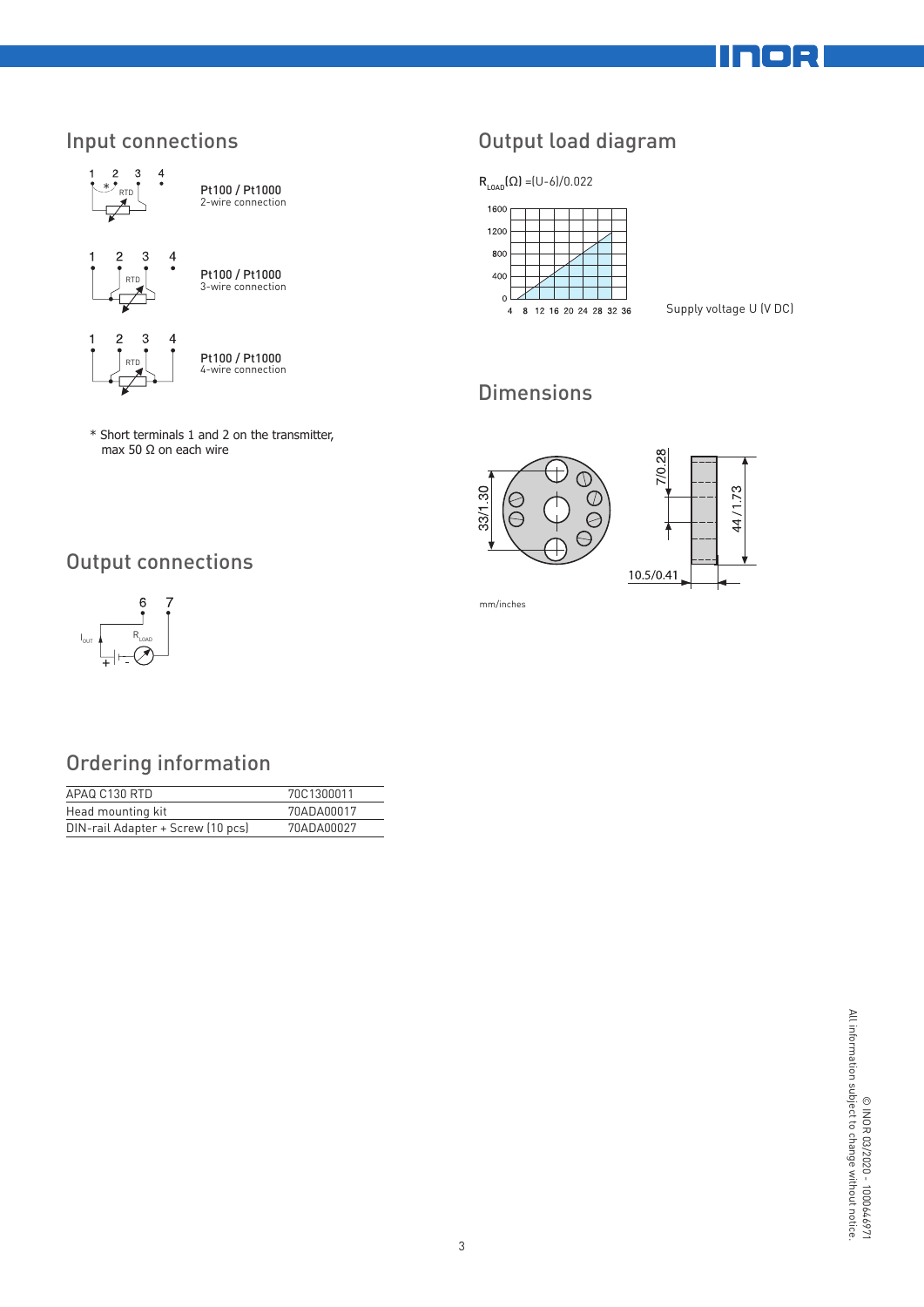## Input connections

1 2 3 4

\* RTD

**Pt100 / Pt1000**
2-wire connection

1 2 3 4

RTD

**Pt100 / Pt1000**
3-wire connection

1 2 3 4

RTD

**Pt100 / Pt1000**
4-wire connection

\* Short terminals 1 and 2 on the transmitter, max 50 Ω on each wire

## Output connections

6 7

$I_{OUT}$

$R_{LOAD}$

\+ -

## Output load diagram

$R_{LOAD}(\Omega) = (U-6)/0.022$

1600
1200
800
400
0

4 8 12 16 20 24 28 32 36

Supply voltage U (V DC)

## Dimensions

33/1.30

7/0.28

44 / 1.73

10.5/0.41

mm/inches

## Ordering information

| | |
|---|---|
| APAQ C130 RTD | 70C1300011 |
| Head mounting kit | 70ADA00017 |
| DIN-rail Adapter + Screw (10 pcs) | 70ADA00027 |

© INOR 03/2020 - 100064971
All information subject to change without notice.